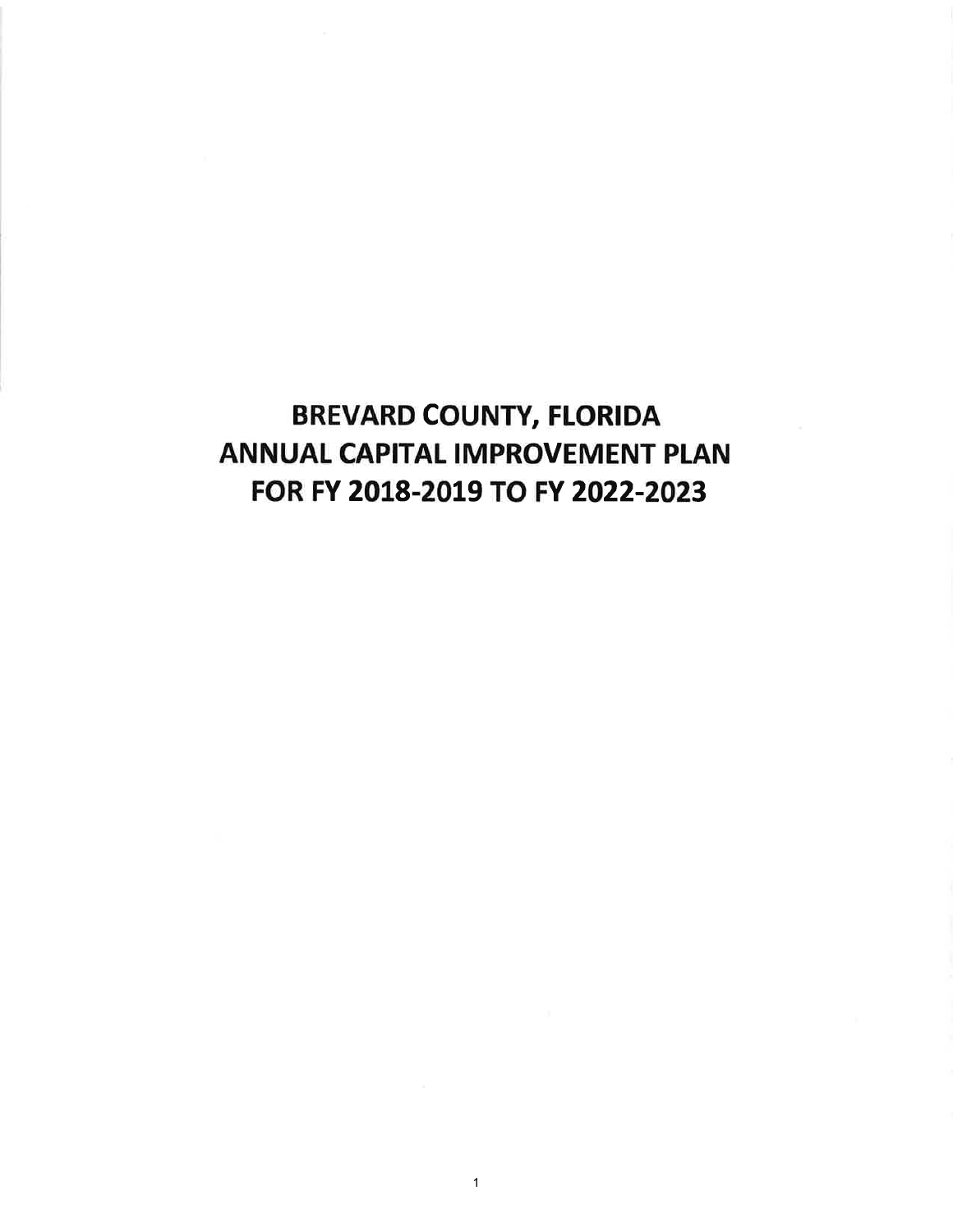# BREVARD COUNTY, FLORIDA
# ANNUAL CAPITAL IMPROVEMENT PLAN
# FOR FY 2018-2019 TO FY 2022-2023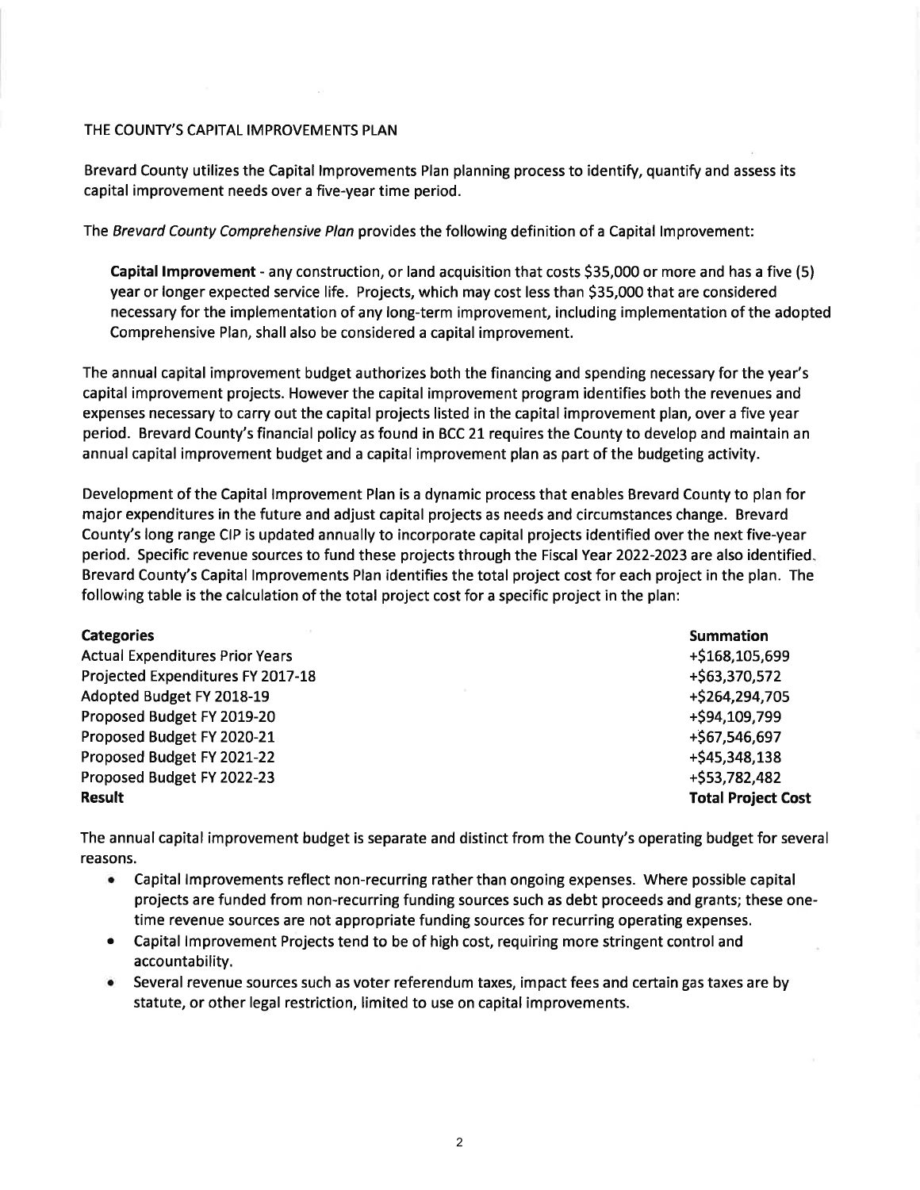## THE COUNTY'S CAPITAL IMPROVEMENTS PLAN

Brevard County utilizes the Capital Improvements Plan planning process to identify, quantify and assess its capital improvement needs over a five-year time period.

The *Brevard County Comprehensive Plan* provides the following definition of a Capital Improvement:

> **Capital Improvement** - any construction, or land acquisition that costs $35,000 or more and has a five (5) year or longer expected service life. Projects, which may cost less than $35,000 that are considered necessary for the implementation of any long-term improvement, including implementation of the adopted Comprehensive Plan, shall also be considered a capital improvement.

The annual capital improvement budget authorizes both the financing and spending necessary for the year's capital improvement projects. However the capital improvement program identifies both the revenues and expenses necessary to carry out the capital projects listed in the capital improvement plan, over a five year period. Brevard County's financial policy as found in BCC 21 requires the County to develop and maintain an annual capital improvement budget and a capital improvement plan as part of the budgeting activity.

Development of the Capital Improvement Plan is a dynamic process that enables Brevard County to plan for major expenditures in the future and adjust capital projects as needs and circumstances change. Brevard County's long range CIP is updated annually to incorporate capital projects identified over the next five-year period. Specific revenue sources to fund these projects through the Fiscal Year 2022-2023 are also identified. Brevard County's Capital Improvements Plan identifies the total project cost for each project in the plan. The following table is the calculation of the total project cost for a specific project in the plan:

| **Categories** | **Summation** |
|---|---|
| Actual Expenditures Prior Years | +$168,105,699 |
| Projected Expenditures FY 2017-18 | +$63,370,572 |
| Adopted Budget FY 2018-19 | +$264,294,705 |
| Proposed Budget FY 2019-20 | +$94,109,799 |
| Proposed Budget FY 2020-21 | +$67,546,697 |
| Proposed Budget FY 2021-22 | +$45,348,138 |
| Proposed Budget FY 2022-23 | +$53,782,482 |
| **Result** | **Total Project Cost** |

The annual capital improvement budget is separate and distinct from the County's operating budget for several reasons.

- Capital Improvements reflect non-recurring rather than ongoing expenses. Where possible capital projects are funded from non-recurring funding sources such as debt proceeds and grants; these one-time revenue sources are not appropriate funding sources for recurring operating expenses.
- Capital Improvement Projects tend to be of high cost, requiring more stringent control and accountability.
- Several revenue sources such as voter referendum taxes, impact fees and certain gas taxes are by statute, or other legal restriction, limited to use on capital improvements.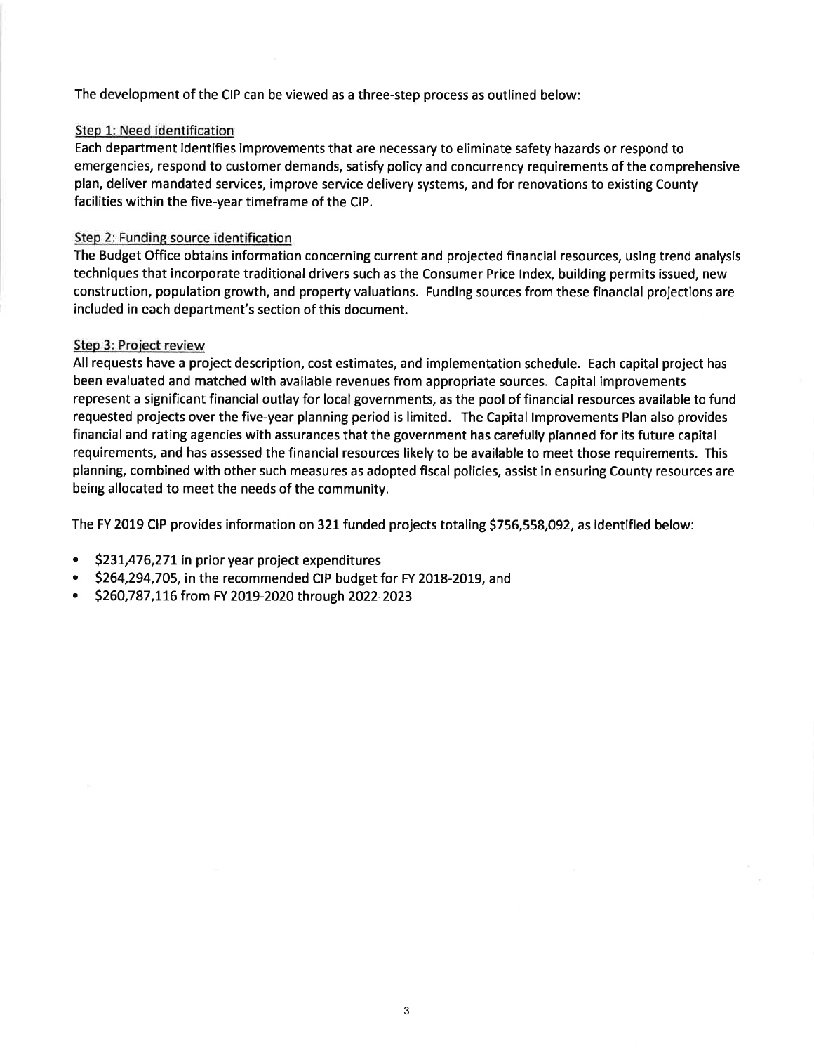The development of the CIP can be viewed as a three-step process as outlined below:

Step 1: Need identification

Each department identifies improvements that are necessary to eliminate safety hazards or respond to emergencies, respond to customer demands, satisfy policy and concurrency requirements of the comprehensive plan, deliver mandated services, improve service delivery systems, and for renovations to existing County facilities within the five-year timeframe of the CIP.

Step 2: Funding source identification

The Budget Office obtains information concerning current and projected financial resources, using trend analysis techniques that incorporate traditional drivers such as the Consumer Price Index, building permits issued, new construction, population growth, and property valuations. Funding sources from these financial projections are included in each department's section of this document.

Step 3: Project review

All requests have a project description, cost estimates, and implementation schedule. Each capital project has been evaluated and matched with available revenues from appropriate sources. Capital improvements represent a significant financial outlay for local governments, as the pool of financial resources available to fund requested projects over the five-year planning period is limited. The Capital Improvements Plan also provides financial and rating agencies with assurances that the government has carefully planned for its future capital requirements, and has assessed the financial resources likely to be available to meet those requirements. This planning, combined with other such measures as adopted fiscal policies, assist in ensuring County resources are being allocated to meet the needs of the community.

The FY 2019 CIP provides information on 321 funded projects totaling $756,558,092, as identified below:

- $231,476,271 in prior year project expenditures
- $264,294,705, in the recommended CIP budget for FY 2018-2019, and
- $260,787,116 from FY 2019-2020 through 2022-2023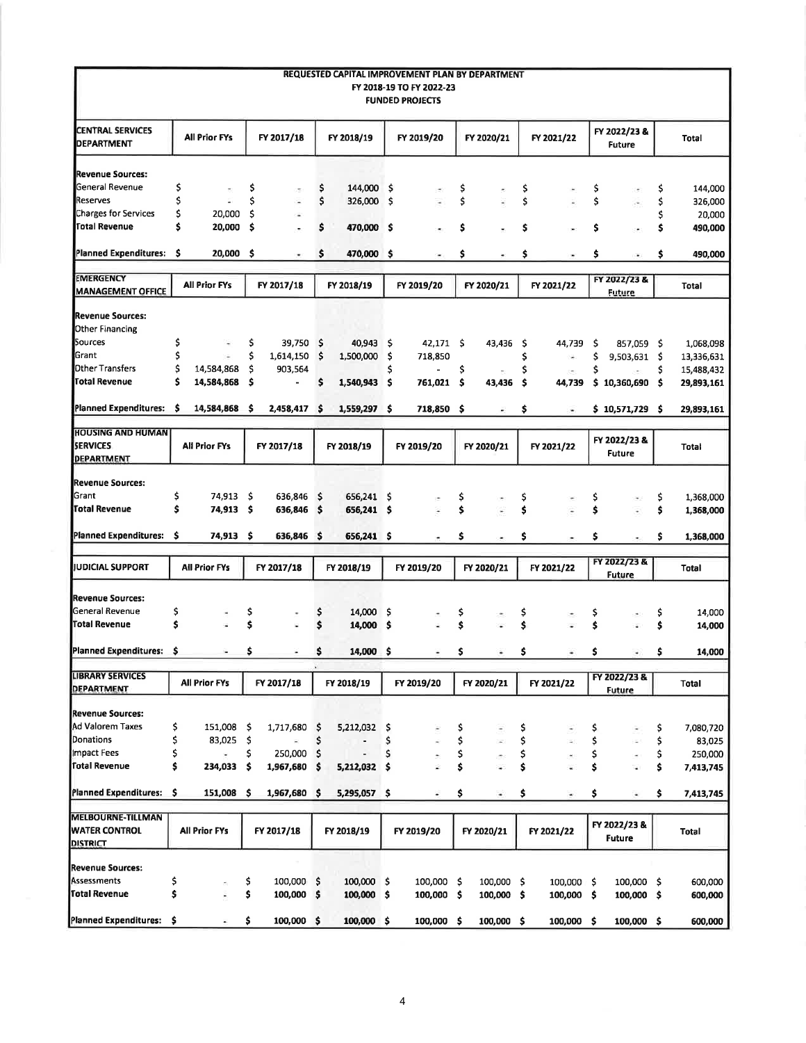# REQUESTED CAPITAL IMPROVEMENT PLAN BY DEPARTMENT
## FY 2018-19 TO FY 2022-23
### FUNDED PROJECTS

| CENTRAL SERVICES DEPARTMENT | All Prior FYs | FY 2017/18 | FY 2018/19 | FY 2019/20 | FY 2020/21 | FY 2021/22 | FY 2022/23 & Future | Total |
|---|---|---|---|---|---|---|---|---|
| **Revenue Sources:** | | | | | | | | |
| General Revenue | $ - | $ - | $ 144,000 | $ - | $ - | $ - | $ - | $ 144,000 |
| Reserves | $ - | $ - | $ 326,000 | $ - | $ - | $ - | $ - | $ 326,000 |
| Charges for Services | $ 20,000 | $ - | | | | | | $ 20,000 |
| **Total Revenue** | **$ 20,000** | **$ -** | **$ 470,000** | **$ -** | **$ -** | **$ -** | **$ -** | **$ 490,000** |
| **Planned Expenditures:** | **$ 20,000** | **$ -** | **$ 470,000** | **$ -** | **$ -** | **$ -** | **$ -** | **$ 490,000** |

| EMERGENCY MANAGEMENT OFFICE | All Prior FYs | FY 2017/18 | FY 2018/19 | FY 2019/20 | FY 2020/21 | FY 2021/22 | FY 2022/23 & Future | Total |
|---|---|---|---|---|---|---|---|---|
| **Revenue Sources:** | | | | | | | | |
| Other Financing Sources | $ - | $ 39,750 | $ 40,943 | $ 42,171 | $ 43,436 | $ 44,739 | $ 857,059 | $ 1,068,098 |
| Grant | $ - | $ 1,614,150 | $ 1,500,000 | $ 718,850 | | $ - | $ 9,503,631 | $ 13,336,631 |
| Other Transfers | $ 14,584,868 | $ 903,564 | | $ - | $ - | $ - | $ - | $ 15,488,432 |
| **Total Revenue** | **$ 14,584,868** | **$ -** | **$ 1,540,943** | **$ 761,021** | **$ 43,436** | **$ 44,739** | **$ 10,360,690** | **$ 29,893,161** |
| **Planned Expenditures:** | **$ 14,584,868** | **$ 2,458,417** | **$ 1,559,297** | **$ 718,850** | **$ -** | **$ -** | **$ 10,571,729** | **$ 29,893,161** |

| HOUSING AND HUMAN SERVICES DEPARTMENT | All Prior FYs | FY 2017/18 | FY 2018/19 | FY 2019/20 | FY 2020/21 | FY 2021/22 | FY 2022/23 & Future | Total |
|---|---|---|---|---|---|---|---|---|
| **Revenue Sources:** | | | | | | | | |
| Grant | $ 74,913 | $ 636,846 | $ 656,241 | $ - | $ - | $ - | $ - | $ 1,368,000 |
| **Total Revenue** | **$ 74,913** | **$ 636,846** | **$ 656,241** | **$ -** | **$ -** | **$ -** | **$ -** | **$ 1,368,000** |
| **Planned Expenditures:** | **$ 74,913** | **$ 636,846** | **$ 656,241** | **$ -** | **$ -** | **$ -** | **$ -** | **$ 1,368,000** |

| JUDICIAL SUPPORT | All Prior FYs | FY 2017/18 | FY 2018/19 | FY 2019/20 | FY 2020/21 | FY 2021/22 | FY 2022/23 & Future | Total |
|---|---|---|---|---|---|---|---|---|
| **Revenue Sources:** | | | | | | | | |
| General Revenue | $ - | $ - | $ 14,000 | $ - | $ - | $ - | $ - | $ 14,000 |
| **Total Revenue** | **$ -** | **$ -** | **$ 14,000** | **$ -** | **$ -** | **$ -** | **$ -** | **$ 14,000** |
| **Planned Expenditures:** | **$ -** | **$ -** | **$ 14,000** | **$ -** | **$ -** | **$ -** | **$ -** | **$ 14,000** |

| LIBRARY SERVICES DEPARTMENT | All Prior FYs | FY 2017/18 | FY 2018/19 | FY 2019/20 | FY 2020/21 | FY 2021/22 | FY 2022/23 & Future | Total |
|---|---|---|---|---|---|---|---|---|
| **Revenue Sources:** | | | | | | | | |
| Ad Valorem Taxes | $ 151,008 | $ 1,717,680 | $ 5,212,032 | $ - | $ - | $ - | $ - | $ 7,080,720 |
| Donations | $ 83,025 | $ - | $ - | $ - | $ - | $ - | $ - | $ 83,025 |
| Impact Fees | $ - | $ 250,000 | $ - | $ - | $ - | $ - | $ - | $ 250,000 |
| **Total Revenue** | **$ 234,033** | **$ 1,967,680** | **$ 5,212,032** | **$ -** | **$ -** | **$ -** | **$ -** | **$ 7,413,745** |
| **Planned Expenditures:** | **$ 151,008** | **$ 1,967,680** | **$ 5,295,057** | **$ -** | **$ -** | **$ -** | **$ -** | **$ 7,413,745** |

| MELBOURNE-TILLMAN WATER CONTROL DISTRICT | All Prior FYs | FY 2017/18 | FY 2018/19 | FY 2019/20 | FY 2020/21 | FY 2021/22 | FY 2022/23 & Future | Total |
|---|---|---|---|---|---|---|---|---|
| **Revenue Sources:** | | | | | | | | |
| Assessments | $ - | $ 100,000 | $ 100,000 | $ 100,000 | $ 100,000 | $ 100,000 | $ 100,000 | $ 600,000 |
| **Total Revenue** | **$ -** | **$ 100,000** | **$ 100,000** | **$ 100,000** | **$ 100,000** | **$ 100,000** | **$ 100,000** | **$ 600,000** |
| **Planned Expenditures:** | **$ -** | **$ 100,000** | **$ 100,000** | **$ 100,000** | **$ 100,000** | **$ 100,000** | **$ 100,000** | **$ 600,000** |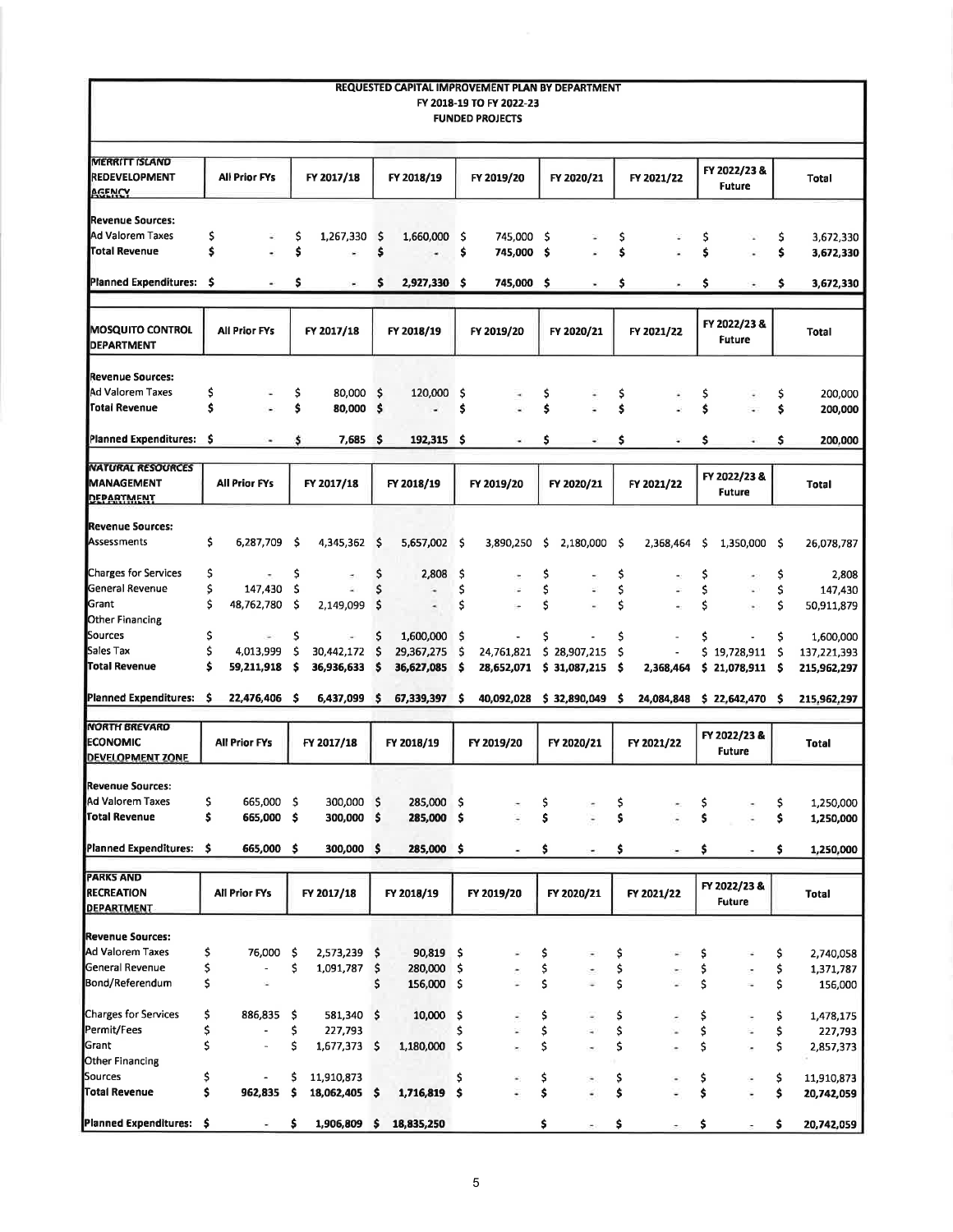# REQUESTED CAPITAL IMPROVEMENT PLAN BY DEPARTMENT
## FY 2018-19 TO FY 2022-23
### FUNDED PROJECTS

| MERRITT ISLAND REDEVELOPMENT AGENCY | All Prior FYs | FY 2017/18 | FY 2018/19 | FY 2019/20 | FY 2020/21 | FY 2021/22 | FY 2022/23 & Future | Total |
|---|---|---|---|---|---|---|---|---|
| **Revenue Sources:** | | | | | | | | |
| Ad Valorem Taxes | $ - | $ 1,267,330 | $ 1,660,000 | $ 745,000 | $ - | $ - | $ - | $ 3,672,330 |
| **Total Revenue** | **$ -** | **$ -** | **$ -** | **$ 745,000** | **$ -** | **$ -** | **$ -** | **$ 3,672,330** |
| **Planned Expenditures:** | **$ -** | **$ -** | **$ 2,927,330** | **$ 745,000** | **$ -** | **$ -** | **$ -** | **$ 3,672,330** |

| MOSQUITO CONTROL DEPARTMENT | All Prior FYs | FY 2017/18 | FY 2018/19 | FY 2019/20 | FY 2020/21 | FY 2021/22 | FY 2022/23 & Future | Total |
|---|---|---|---|---|---|---|---|---|
| **Revenue Sources:** | | | | | | | | |
| Ad Valorem Taxes | $ - | $ 80,000 | $ 120,000 | $ - | $ - | $ - | $ - | $ 200,000 |
| **Total Revenue** | **$ -** | **$ 80,000** | **$ -** | **$ -** | **$ -** | **$ -** | **$ -** | **$ 200,000** |
| **Planned Expenditures:** | **$ -** | **$ 7,685** | **$ 192,315** | **$ -** | **$ -** | **$ -** | **$ -** | **$ 200,000** |

| NATURAL RESOURCES MANAGEMENT DEPARTMENT | All Prior FYs | FY 2017/18 | FY 2018/19 | FY 2019/20 | FY 2020/21 | FY 2021/22 | FY 2022/23 & Future | Total |
|---|---|---|---|---|---|---|---|---|
| **Revenue Sources:** | | | | | | | | |
| Assessments | $ 6,287,709 | $ 4,345,362 | $ 5,657,002 | $ 3,890,250 | $ 2,180,000 | $ 2,368,464 | $ 1,350,000 | $ 26,078,787 |
| Charges for Services | $ - | $ - | $ 2,808 | $ - | $ - | $ - | $ - | $ 2,808 |
| General Revenue | $ 147,430 | $ - | $ - | $ - | $ - | $ - | $ - | $ 147,430 |
| Grant | $ 48,762,780 | $ 2,149,099 | $ - | $ - | $ - | $ - | $ - | $ 50,911,879 |
| Other Financing Sources | $ - | $ - | $ 1,600,000 | $ - | $ - | $ - | $ - | $ 1,600,000 |
| Sales Tax | $ 4,013,999 | $ 30,442,172 | $ 29,367,275 | $ 24,761,821 | $ 28,907,215 | $ - | $ 19,728,911 | $ 137,221,393 |
| **Total Revenue** | **$ 59,211,918** | **$ 36,936,633** | **$ 36,627,085** | **$ 28,652,071** | **$ 31,087,215** | **$ 2,368,464** | **$ 21,078,911** | **$ 215,962,297** |
| **Planned Expenditures:** | **$ 22,476,406** | **$ 6,437,099** | **$ 67,339,397** | **$ 40,092,028** | **$ 32,890,049** | **$ 24,084,848** | **$ 22,642,470** | **$ 215,962,297** |

| NORTH BREVARD ECONOMIC DEVELOPMENT ZONE | All Prior FYs | FY 2017/18 | FY 2018/19 | FY 2019/20 | FY 2020/21 | FY 2021/22 | FY 2022/23 & Future | Total |
|---|---|---|---|---|---|---|---|---|
| **Revenue Sources:** | | | | | | | | |
| Ad Valorem Taxes | $ 665,000 | $ 300,000 | $ 285,000 | $ - | $ - | $ - | $ - | $ 1,250,000 |
| **Total Revenue** | **$ 665,000** | **$ 300,000** | **$ 285,000** | **$ -** | **$ -** | **$ -** | **$ -** | **$ 1,250,000** |
| **Planned Expenditures:** | **$ 665,000** | **$ 300,000** | **$ 285,000** | **$ -** | **$ -** | **$ -** | **$ -** | **$ 1,250,000** |

| PARKS AND RECREATION DEPARTMENT | All Prior FYs | FY 2017/18 | FY 2018/19 | FY 2019/20 | FY 2020/21 | FY 2021/22 | FY 2022/23 & Future | Total |
|---|---|---|---|---|---|---|---|---|
| **Revenue Sources:** | | | | | | | | |
| Ad Valorem Taxes | $ 76,000 | $ 2,573,239 | $ 90,819 | $ - | $ - | $ - | $ - | $ 2,740,058 |
| General Revenue | $ - | $ 1,091,787 | $ 280,000 | $ - | $ - | $ - | $ - | $ 1,371,787 |
| Bond/Referendum | $ - | | $ 156,000 | $ - | $ - | $ - | $ - | $ 156,000 |
| Charges for Services | $ 886,835 | $ 581,340 | $ 10,000 | $ - | $ - | $ - | $ - | $ 1,478,175 |
| Permit/Fees | $ - | $ 227,793 | | $ - | $ - | $ - | $ - | $ 227,793 |
| Grant | $ - | $ 1,677,373 | $ 1,180,000 | $ - | $ - | $ - | $ - | $ 2,857,373 |
| Other Financing Sources | $ - | $ 11,910,873 | | $ - | $ - | $ - | $ - | $ 11,910,873 |
| **Total Revenue** | **$ 962,835** | **$ 18,062,405** | **$ 1,716,819** | **$ -** | **$ -** | **$ -** | **$ -** | **$ 20,742,059** |
| **Planned Expenditures:** | **$ -** | **$ 1,906,809** | **$ 18,835,250** | | **$ -** | **$ -** | **$ -** | **$ 20,742,059** |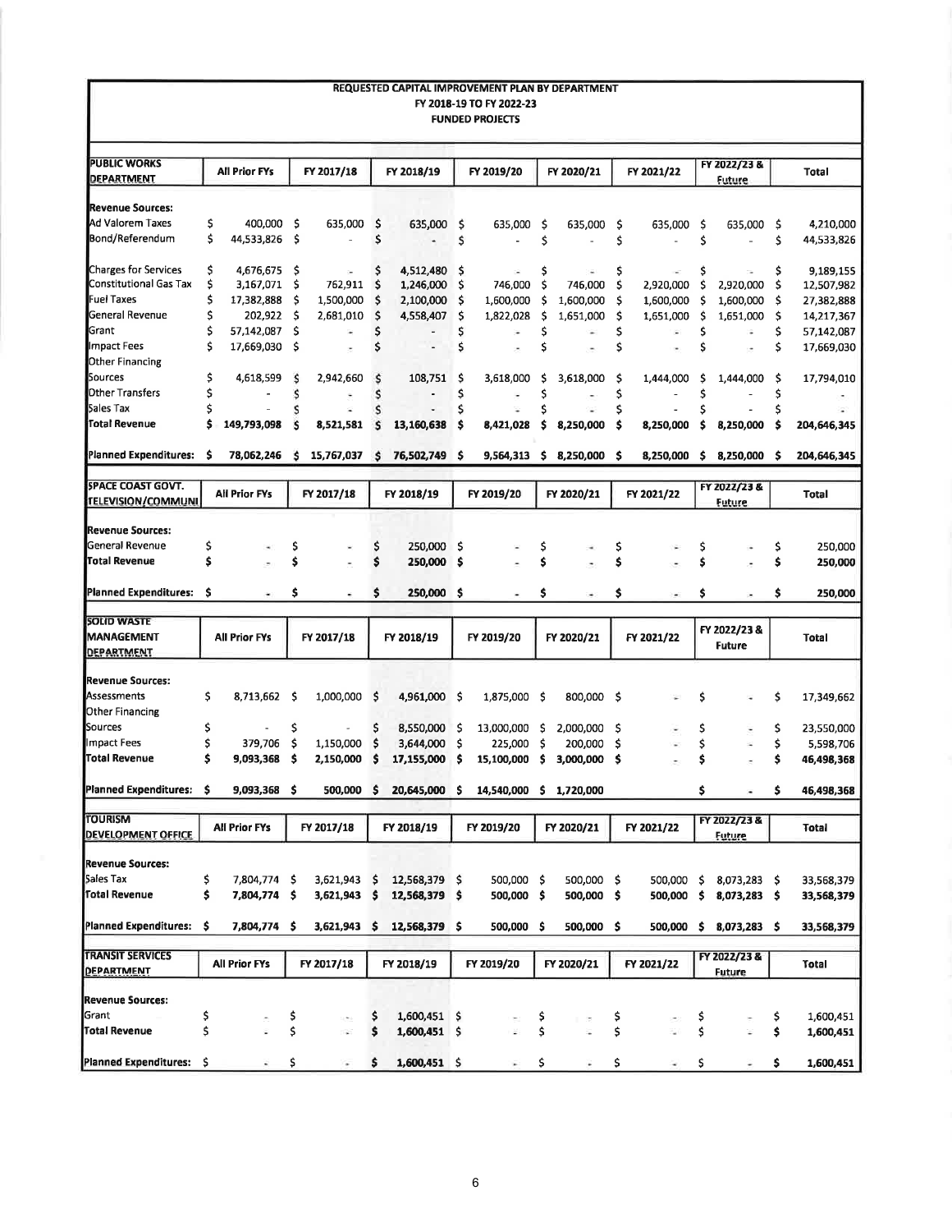# REQUESTED CAPITAL IMPROVEMENT PLAN BY DEPARTMENT

## FY 2018-19 TO FY 2022-23

### FUNDED PROJECTS

| PUBLIC WORKS DEPARTMENT | All Prior FYs | FY 2017/18 | FY 2018/19 | FY 2019/20 | FY 2020/21 | FY 2021/22 | FY 2022/23 & Future | Total |
|---|---|---|---|---|---|---|---|---|
| **Revenue Sources:** | | | | | | | | |
| Ad Valorem Taxes | $ 400,000 | $ 635,000 | $ 635,000 | $ 635,000 | $ 635,000 | $ 635,000 | $ 635,000 | $ 4,210,000 |
| Bond/Referendum | $ 44,533,826 | $ - | $ - | $ - | $ - | $ - | $ - | $ 44,533,826 |
| Charges for Services | $ 4,676,675 | $ - | $ 4,512,480 | $ - | $ - | $ - | $ - | $ 9,189,155 |
| Constitutional Gas Tax | $ 3,167,071 | $ 762,911 | $ 1,246,000 | $ 746,000 | $ 746,000 | $ 2,920,000 | $ 2,920,000 | $ 12,507,982 |
| Fuel Taxes | $ 17,382,888 | $ 1,500,000 | $ 2,100,000 | $ 1,600,000 | $ 1,600,000 | $ 1,600,000 | $ 1,600,000 | $ 27,382,888 |
| General Revenue | $ 202,922 | $ 2,681,010 | $ 4,558,407 | $ 1,822,028 | $ 1,651,000 | $ 1,651,000 | $ 1,651,000 | $ 14,217,367 |
| Grant | $ 57,142,087 | $ - | $ - | $ - | $ - | $ - | $ - | $ 57,142,087 |
| Impact Fees | $ 17,669,030 | $ - | $ - | $ - | $ - | $ - | $ - | $ 17,669,030 |
| Other Financing Sources | $ 4,618,599 | $ 2,942,660 | $ 108,751 | $ 3,618,000 | $ 3,618,000 | $ 1,444,000 | $ 1,444,000 | $ 17,794,010 |
| Other Transfers | $ - | $ - | $ - | $ - | $ - | $ - | $ - | $ - |
| Sales Tax | $ - | $ - | $ - | $ - | $ - | $ - | $ - | $ - |
| **Total Revenue** | **$ 149,793,098** | **$ 8,521,581** | **$ 13,160,638** | **$ 8,421,028** | **$ 8,250,000** | **$ 8,250,000** | **$ 8,250,000** | **$ 204,646,345** |
| **Planned Expenditures:** | **$ 78,062,246** | **$ 15,767,037** | **$ 76,502,749** | **$ 9,564,313** | **$ 8,250,000** | **$ 8,250,000** | **$ 8,250,000** | **$ 204,646,345** |

| SPACE COAST GOVT. TELEVISION/COMMUNI | All Prior FYs | FY 2017/18 | FY 2018/19 | FY 2019/20 | FY 2020/21 | FY 2021/22 | FY 2022/23 & Future | Total |
|---|---|---|---|---|---|---|---|---|
| **Revenue Sources:** | | | | | | | | |
| General Revenue | $ - | $ - | $ 250,000 | $ - | $ - | $ - | $ - | $ 250,000 |
| **Total Revenue** | **$ -** | **$ -** | **$ 250,000** | **$ -** | **$ -** | **$ -** | **$ -** | **$ 250,000** |
| **Planned Expenditures:** | **$ -** | **$ -** | **$ 250,000** | **$ -** | **$ -** | **$ -** | **$ -** | **$ 250,000** |

| SOLID WASTE MANAGEMENT DEPARTMENT | All Prior FYs | FY 2017/18 | FY 2018/19 | FY 2019/20 | FY 2020/21 | FY 2021/22 | FY 2022/23 & Future | Total |
|---|---|---|---|---|---|---|---|---|
| **Revenue Sources:** | | | | | | | | |
| Assessments | $ 8,713,662 | $ 1,000,000 | $ 4,961,000 | $ 1,875,000 | $ 800,000 | $ - | $ - | $ 17,349,662 |
| Other Financing Sources | $ - | $ - | $ 8,550,000 | $ 13,000,000 | $ 2,000,000 | $ - | $ - | $ 23,550,000 |
| Impact Fees | $ 379,706 | $ 1,150,000 | $ 3,644,000 | $ 225,000 | $ 200,000 | $ - | $ - | $ 5,598,706 |
| **Total Revenue** | **$ 9,093,368** | **$ 2,150,000** | **$ 17,155,000** | **$ 15,100,000** | **$ 3,000,000** | **$ -** | **$ -** | **$ 46,498,368** |
| **Planned Expenditures:** | **$ 9,093,368** | **$ 500,000** | **$ 20,645,000** | **$ 14,540,000** | **$ 1,720,000** | | **$ -** | **$ 46,498,368** |

| TOURISM DEVELOPMENT OFFICE | All Prior FYs | FY 2017/18 | FY 2018/19 | FY 2019/20 | FY 2020/21 | FY 2021/22 | FY 2022/23 & Future | Total |
|---|---|---|---|---|---|---|---|---|
| **Revenue Sources:** | | | | | | | | |
| Sales Tax | $ 7,804,774 | $ 3,621,943 | $ 12,568,379 | $ 500,000 | $ 500,000 | $ 500,000 | $ 8,073,283 | $ 33,568,379 |
| **Total Revenue** | **$ 7,804,774** | **$ 3,621,943** | **$ 12,568,379** | **$ 500,000** | **$ 500,000** | **$ 500,000** | **$ 8,073,283** | **$ 33,568,379** |
| **Planned Expenditures:** | **$ 7,804,774** | **$ 3,621,943** | **$ 12,568,379** | **$ 500,000** | **$ 500,000** | **$ 500,000** | **$ 8,073,283** | **$ 33,568,379** |

| TRANSIT SERVICES DEPARTMENT | All Prior FYs | FY 2017/18 | FY 2018/19 | FY 2019/20 | FY 2020/21 | FY 2021/22 | FY 2022/23 & Future | Total |
|---|---|---|---|---|---|---|---|---|
| **Revenue Sources:** | | | | | | | | |
| Grant | $ - | $ - | $ 1,600,451 | $ - | $ - | $ - | $ - | $ 1,600,451 |
| **Total Revenue** | **$ -** | **$ -** | **$ 1,600,451** | **$ -** | **$ -** | **$ -** | **$ -** | **$ 1,600,451** |
| **Planned Expenditures:** | **$ -** | **$ -** | **$ 1,600,451** | **$ -** | **$ -** | **$ -** | **$ -** | **$ 1,600,451** |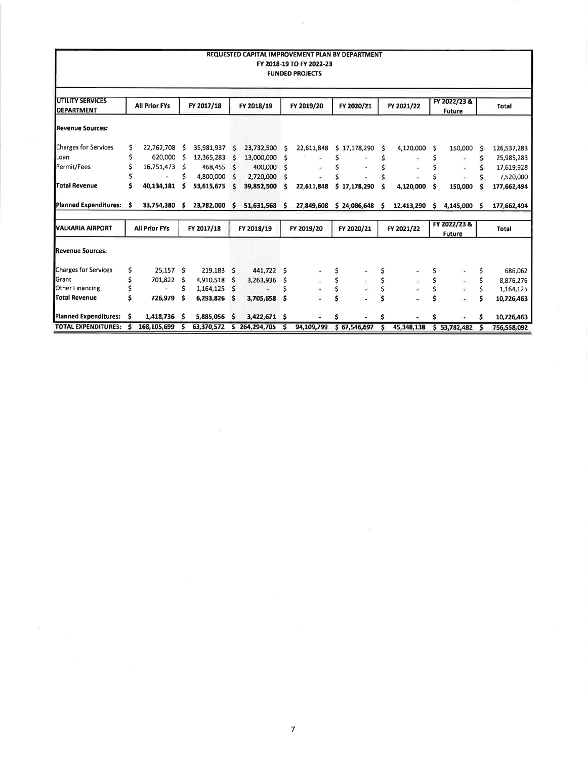**REQUESTED CAPITAL IMPROVEMENT PLAN BY DEPARTMENT**
**FY 2018-19 TO FY 2022-23**
**FUNDED PROJECTS**

| UTILITY SERVICES DEPARTMENT | All Prior FYs | FY 2017/18 | FY 2018/19 | FY 2019/20 | FY 2020/21 | FY 2021/22 | FY 2022/23 & Future | Total |
|---|---|---|---|---|---|---|---|---|
| **Revenue Sources:** | | | | | | | | |
| Charges for Services | $ 22,762,708 | $ 35,981,937 | $ 23,732,500 | $ 22,611,848 | $ 17,178,290 | $ 4,120,000 | $ 150,000 | $ 126,537,283 |
| Loan | $ 620,000 | $ 12,365,283 | $ 13,000,000 | $ - | $ - | $ - | $ - | $ 25,985,283 |
| Permit/Fees | $ 16,751,473 | $ 468,455 | $ 400,000 | $ - | $ - | $ - | $ - | $ 17,619,928 |
| | $ - | $ 4,800,000 | $ 2,720,000 | $ - | $ - | $ - | $ - | $ 7,520,000 |
| **Total Revenue** | **$ 40,134,181** | **$ 53,615,675** | **$ 39,852,500** | **$ 22,611,848** | **$ 17,178,290** | **$ 4,120,000** | **$ 150,000** | **$ 177,662,494** |
| **Planned Expenditures:** | **$ 33,754,380** | **$ 23,782,000** | **$ 51,631,568** | **$ 27,849,608** | **$ 24,086,648** | **$ 12,413,290** | **$ 4,145,000** | **$ 177,662,494** |

| VALKARIA AIRPORT | All Prior FYs | FY 2017/18 | FY 2018/19 | FY 2019/20 | FY 2020/21 | FY 2021/22 | FY 2022/23 & Future | Total |
|---|---|---|---|---|---|---|---|---|
| **Revenue Sources:** | | | | | | | | |
| Charges for Services | $ 25,157 | $ 219,183 | $ 441,722 | $ - | $ - | $ - | $ - | $ 686,062 |
| Grant | $ 701,822 | $ 4,910,518 | $ 3,263,936 | $ - | $ - | $ - | $ - | $ 8,876,276 |
| Other Financing | $ - | $ 1,164,125 | $ - | $ - | $ - | $ - | $ - | $ 1,164,125 |
| **Total Revenue** | **$ 726,979** | **$ 6,293,826** | **$ 3,705,658** | **$ -** | **$ -** | **$ -** | **$ -** | **$ 10,726,463** |
| **Planned Expenditures:** | **$ 1,418,736** | **$ 5,885,056** | **$ 3,422,671** | **$ -** | **$ -** | **$ -** | **$ -** | **$ 10,726,463** |
| **TOTAL EXPENDITURES:** | **$ 168,105,699** | **$ 63,370,572** | **$ 264,294,705** | **$ 94,109,799** | **$ 67,546,697** | **$ 45,348,138** | **$ 53,782,482** | **$ 756,558,092** |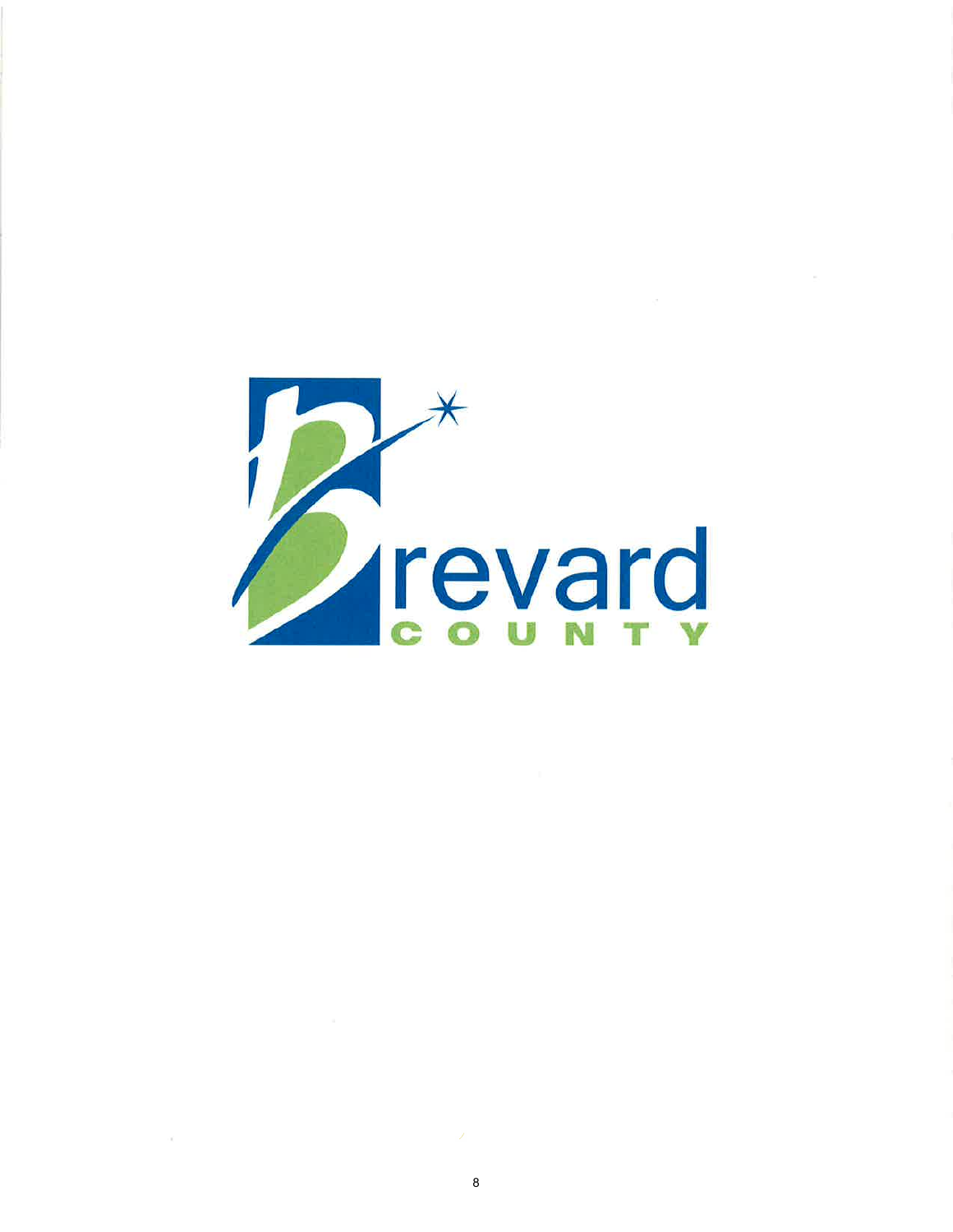Brevard COUNTY